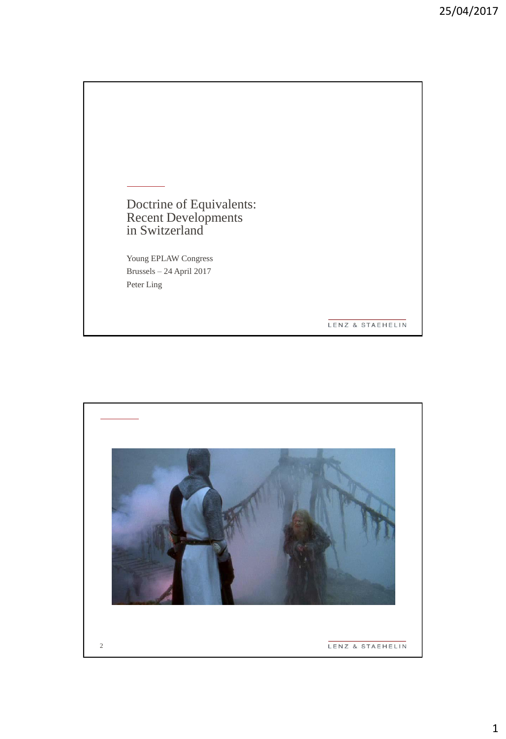# Doctrine of Equivalents: Recent Developments in Switzerland

Young EPLAW Congress

Brussels – 24 April 2017

Peter Ling

LENZ & STAEHELIN

LENZ & STAEHELIN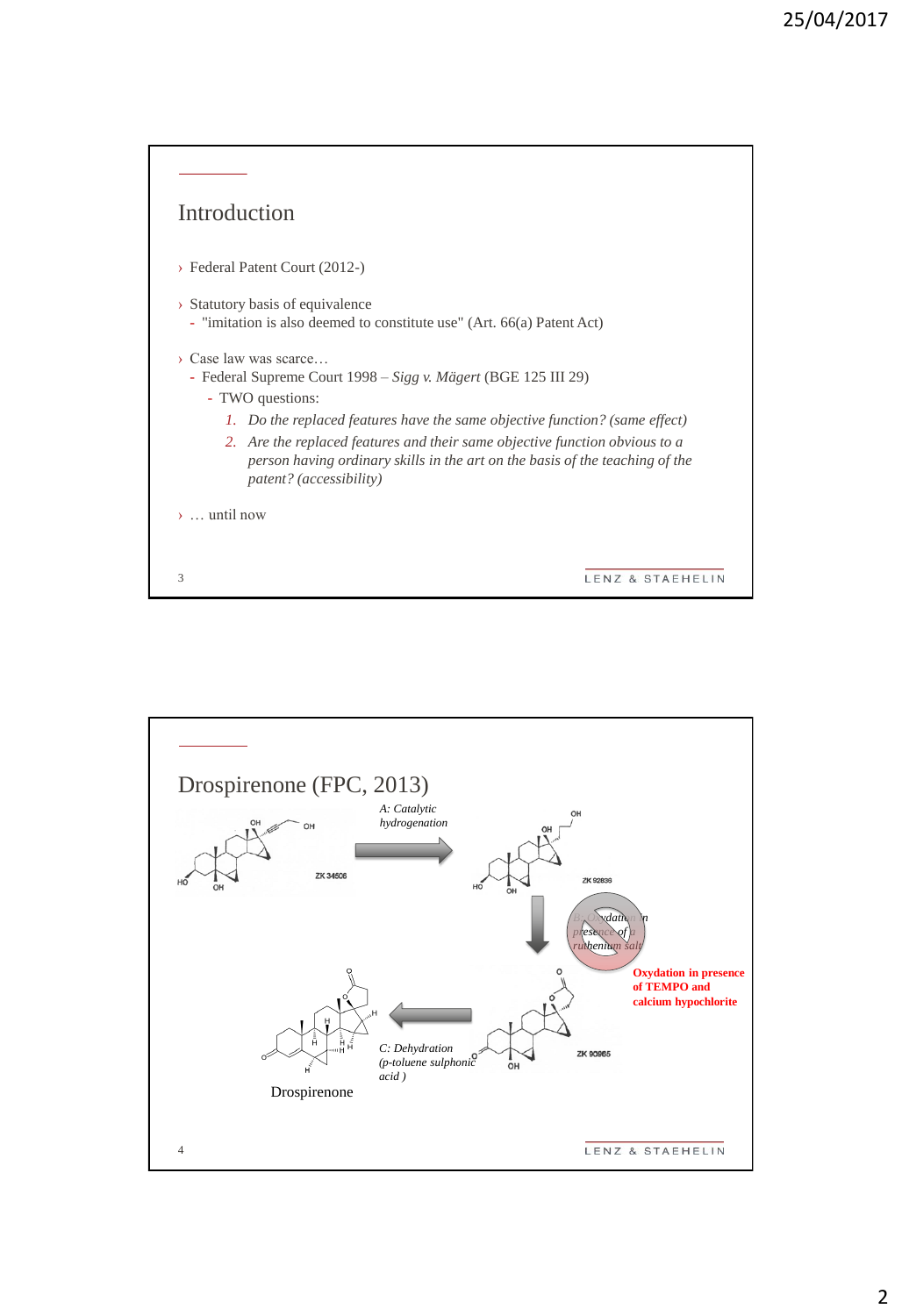## Introduction

- Federal Patent Court (2012-)
- Statutory basis of equivalence
  - "imitation is also deemed to constitute use" (Art. 66(a) Patent Act)
- Case law was scarce…
  - Federal Supreme Court 1998 – *Sigg v. Mägert* (BGE 125 III 29)
    - TWO questions:
      1. *Do the replaced features have the same objective function? (same effect)*
      2. *Are the replaced features and their same objective function obvious to a person having ordinary skills in the art on the basis of the teaching of the patent? (accessibility)*
- … until now

## Drospirenone (FPC, 2013)

ZK 34506

*A: Catalytic hydrogenation*

ZK 92836

*B: Oxydation in presence of a ruthenium salt*

**Oxydation in presence of TEMPO and calcium hypochlorite**

ZK 90965

*C: Dehydration (p-toluene sulphonic acid )*

Drospirenone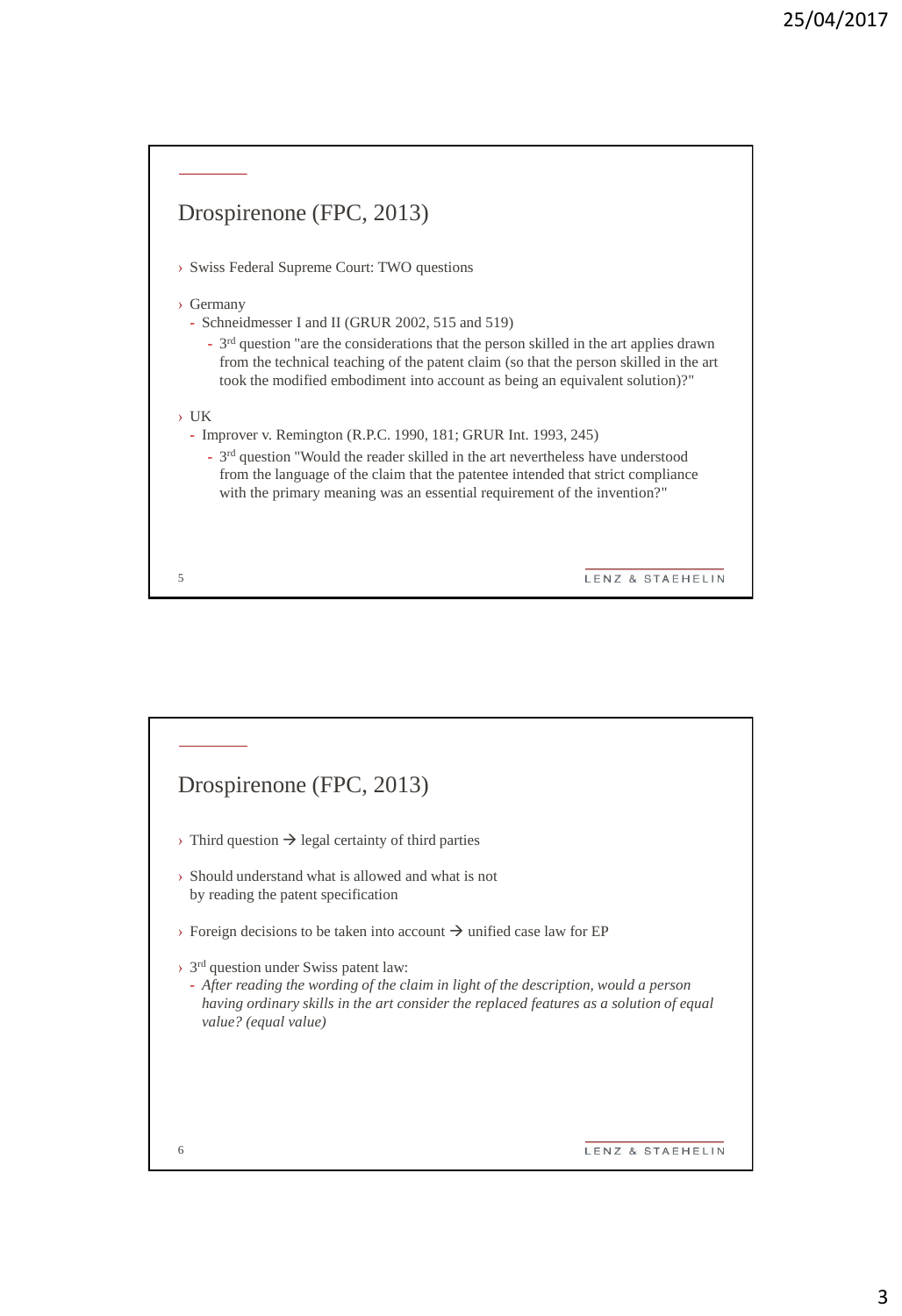## Drospirenone (FPC, 2013)

- Swiss Federal Supreme Court: TWO questions
- Germany
  - Schneidmesser I and II (GRUR 2002, 515 and 519)
    - 3rd question "are the considerations that the person skilled in the art applies drawn from the technical teaching of the patent claim (so that the person skilled in the art took the modified embodiment into account as being an equivalent solution)?"
- UK
  - Improver v. Remington (R.P.C. 1990, 181; GRUR Int. 1993, 245)
    - 3rd question "Would the reader skilled in the art nevertheless have understood from the language of the claim that the patentee intended that strict compliance with the primary meaning was an essential requirement of the invention?"

## Drospirenone (FPC, 2013)

- Third question → legal certainty of third parties
- Should understand what is allowed and what is not by reading the patent specification
- Foreign decisions to be taken into account → unified case law for EP
- 3rd question under Swiss patent law:
  - *After reading the wording of the claim in light of the description, would a person having ordinary skills in the art consider the replaced features as a solution of equal value? (equal value)*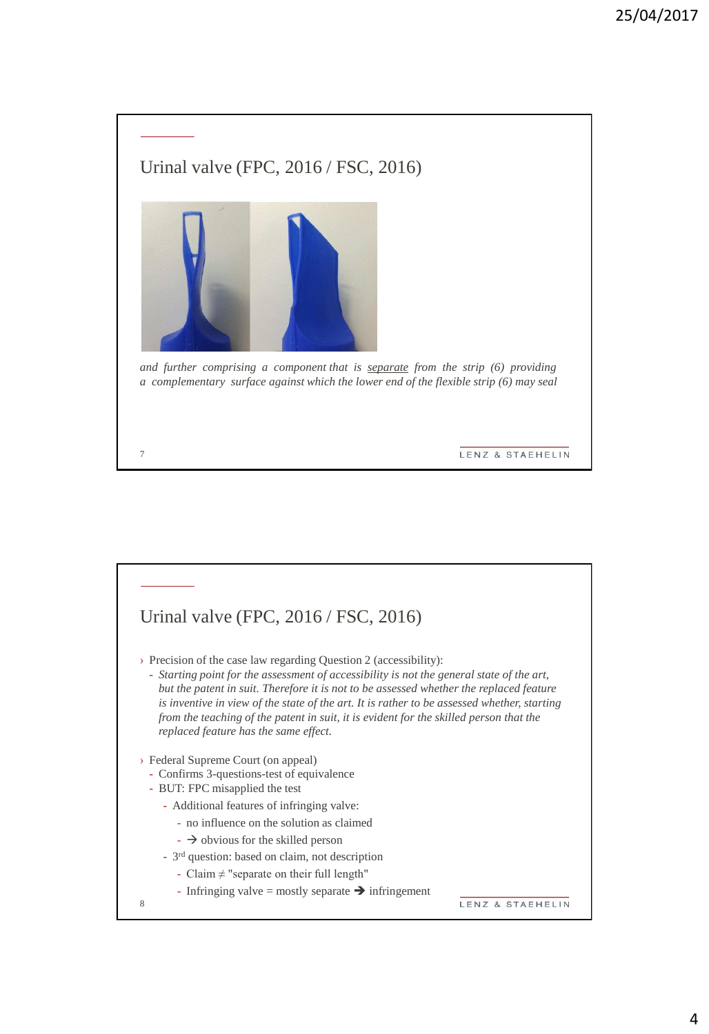## Urinal valve (FPC, 2016 / FSC, 2016)

*and further comprising a component that is <u>separate</u> from the strip (6) providing a complementary surface against which the lower end of the flexible strip (6) may seal*

## Urinal valve (FPC, 2016 / FSC, 2016)

- Precision of the case law regarding Question 2 (accessibility):
  - *Starting point for the assessment of accessibility is not the general state of the art, but the patent in suit. Therefore it is not to be assessed whether the replaced feature is inventive in view of the state of the art. It is rather to be assessed whether, starting from the teaching of the patent in suit, it is evident for the skilled person that the replaced feature has the same effect.*
- Federal Supreme Court (on appeal)
  - Confirms 3-questions-test of equivalence
  - BUT: FPC misapplied the test
    - Additional features of infringing valve:
      - no influence on the solution as claimed
      - → obvious for the skilled person
    - 3rd question: based on claim, not description
      - Claim ≠ "separate on their full length"
      - Infringing valve = mostly separate → infringement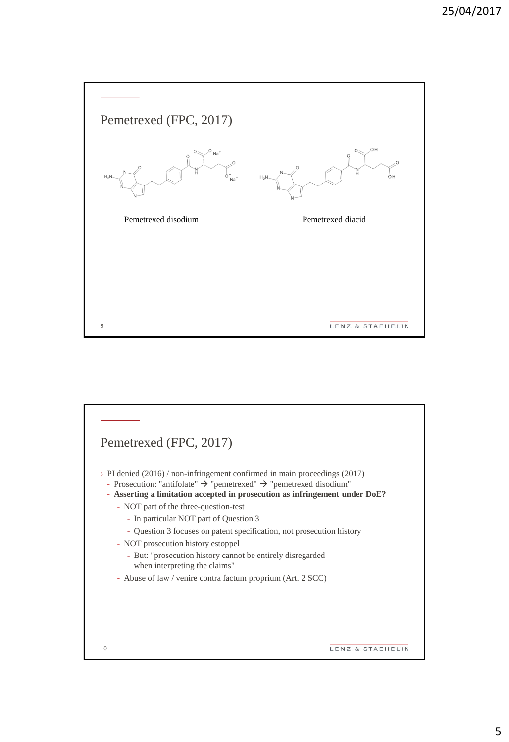## Pemetrexed (FPC, 2017)

Pemetrexed disodium

Pemetrexed diacid

## Pemetrexed (FPC, 2017)

- PI denied (2016) / non-infringement confirmed in main proceedings (2017)
  - Prosecution: "antifolate" → "pemetrexed" → "pemetrexed disodium"
  - **Asserting a limitation accepted in prosecution as infringement under DoE?**
    - NOT part of the three-question-test
      - In particular NOT part of Question 3
      - Question 3 focuses on patent specification, not prosecution history
    - NOT prosecution history estoppel
      - But: "prosecution history cannot be entirely disregarded when interpreting the claims"
    - Abuse of law / venire contra factum proprium (Art. 2 SCC)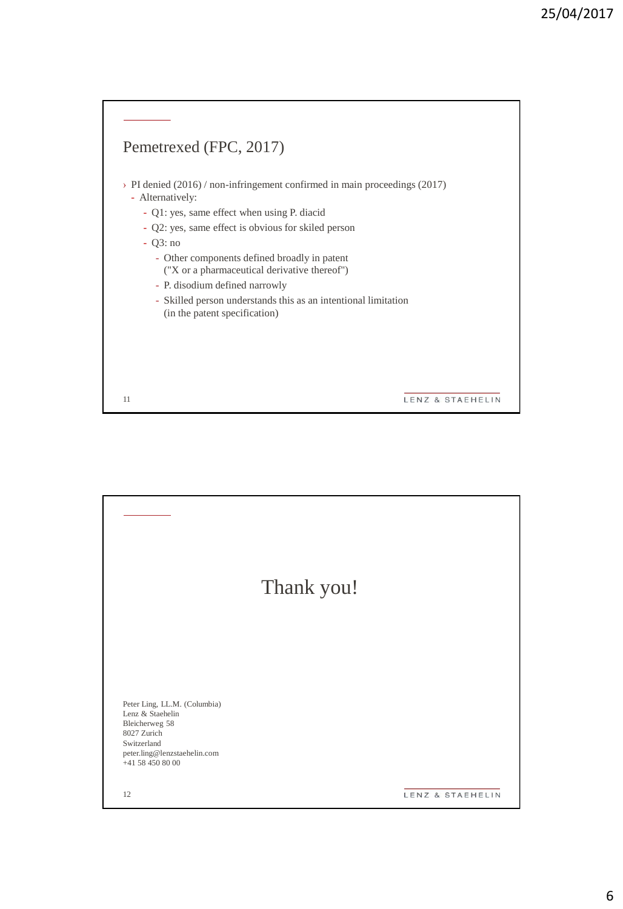## Pemetrexed (FPC, 2017)

- PI denied (2016) / non-infringement confirmed in main proceedings (2017)
  - Alternatively:
    - Q1: yes, same effect when using P. diacid
    - Q2: yes, same effect is obvious for skiled person
    - Q3: no
      - Other components defined broadly in patent ("X or a pharmaceutical derivative thereof")
      - P. disodium defined narrowly
      - Skilled person understands this as an intentional limitation (in the patent specification)

# Thank you!

Peter Ling, LL.M. (Columbia)
Lenz & Staehelin
Bleicherweg 58
8027 Zurich
Switzerland
peter.ling@lenzstaehelin.com
+41 58 450 80 00